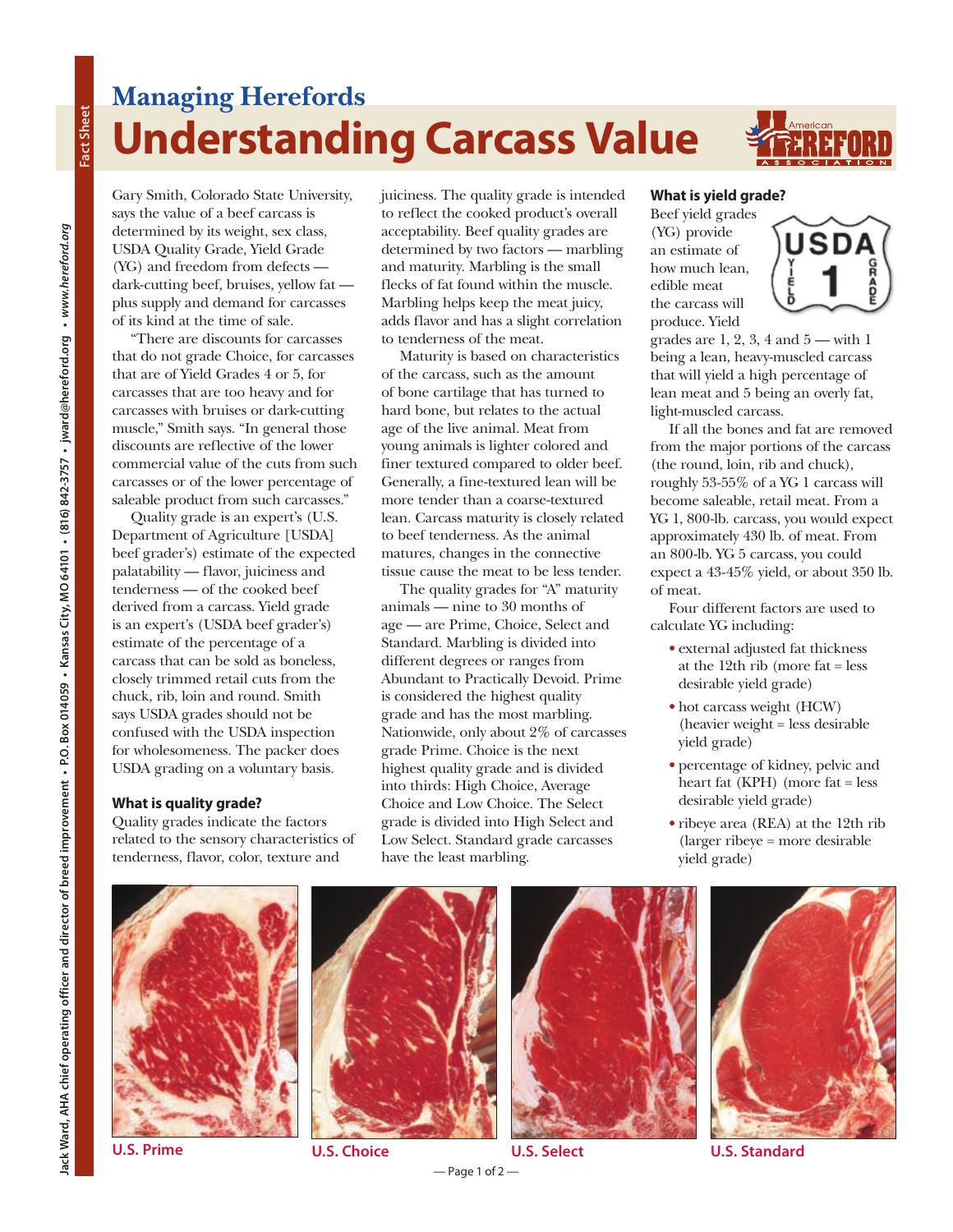# Managing Herefords

# Understanding Carcass Value

Gary Smith, Colorado State University, says the value of a beef carcass is determined by its weight, sex class, USDA Quality Grade, Yield Grade (YG) and freedom from defects — dark-cutting beef, bruises, yellow fat — plus supply and demand for carcasses of its kind at the time of sale.

"There are discounts for carcasses that do not grade Choice, for carcasses that are of Yield Grades 4 or 5, for carcasses that are too heavy and for carcasses with bruises or dark-cutting muscle," Smith says. "In general those discounts are reflective of the lower commercial value of the cuts from such carcasses or of the lower percentage of saleable product from such carcasses."

Quality grade is an expert's (U.S. Department of Agriculture [USDA] beef grader's) estimate of the expected palatability — flavor, juiciness and tenderness — of the cooked beef derived from a carcass. Yield grade is an expert's (USDA beef grader's) estimate of the percentage of a carcass that can be sold as boneless, closely trimmed retail cuts from the chuck, rib, loin and round. Smith says USDA grades should not be confused with the USDA inspection for wholesomeness. The packer does USDA grading on a voluntary basis.

### What is quality grade?

Quality grades indicate the factors related to the sensory characteristics of tenderness, flavor, color, texture and juiciness. The quality grade is intended to reflect the cooked product's overall acceptability. Beef quality grades are determined by two factors — marbling and maturity. Marbling is the small flecks of fat found within the muscle. Marbling helps keep the meat juicy, adds flavor and has a slight correlation to tenderness of the meat.

Maturity is based on characteristics of the carcass, such as the amount of bone cartilage that has turned to hard bone, but relates to the actual age of the live animal. Meat from young animals is lighter colored and finer textured compared to older beef. Generally, a fine-textured lean will be more tender than a coarse-textured lean. Carcass maturity is closely related to beef tenderness. As the animal matures, changes in the connective tissue cause the meat to be less tender.

The quality grades for "A" maturity animals — nine to 30 months of age — are Prime, Choice, Select and Standard. Marbling is divided into different degrees or ranges from Abundant to Practically Devoid. Prime is considered the highest quality grade and has the most marbling. Nationwide, only about 2% of carcasses grade Prime. Choice is the next highest quality grade and is divided into thirds: High Choice, Average Choice and Low Choice. The Select grade is divided into High Select and Low Select. Standard grade carcasses have the least marbling.

### What is yield grade?

Beef yield grades (YG) provide an estimate of how much lean, edible meat the carcass will produce. Yield grades are 1, 2, 3, 4 and 5 — with 1 being a lean, heavy-muscled carcass that will yield a high percentage of lean meat and 5 being an overly fat, light-muscled carcass.

If all the bones and fat are removed from the major portions of the carcass (the round, loin, rib and chuck), roughly 53-55% of a YG 1 carcass will become saleable, retail meat. From a YG 1, 800-lb. carcass, you would expect approximately 430 lb. of meat. From an 800-lb. YG 5 carcass, you could expect a 43-45% yield, or about 350 lb. of meat.

Four different factors are used to calculate YG including:

- external adjusted fat thickness at the 12th rib (more fat = less desirable yield grade)
- hot carcass weight (HCW) (heavier weight = less desirable yield grade)
- percentage of kidney, pelvic and heart fat (KPH) (more fat = less desirable yield grade)
- ribeye area (REA) at the 12th rib (larger ribeye = more desirable yield grade)

U.S. Prime

U.S. Choice

U.S. Select

U.S. Standard

Jack Ward, AHA chief operating officer and director of breed improvement • P.O. Box 014059 • Kansas City, MO 64101 • (816) 842-3757 • jward@hereford.org • www.hereford.org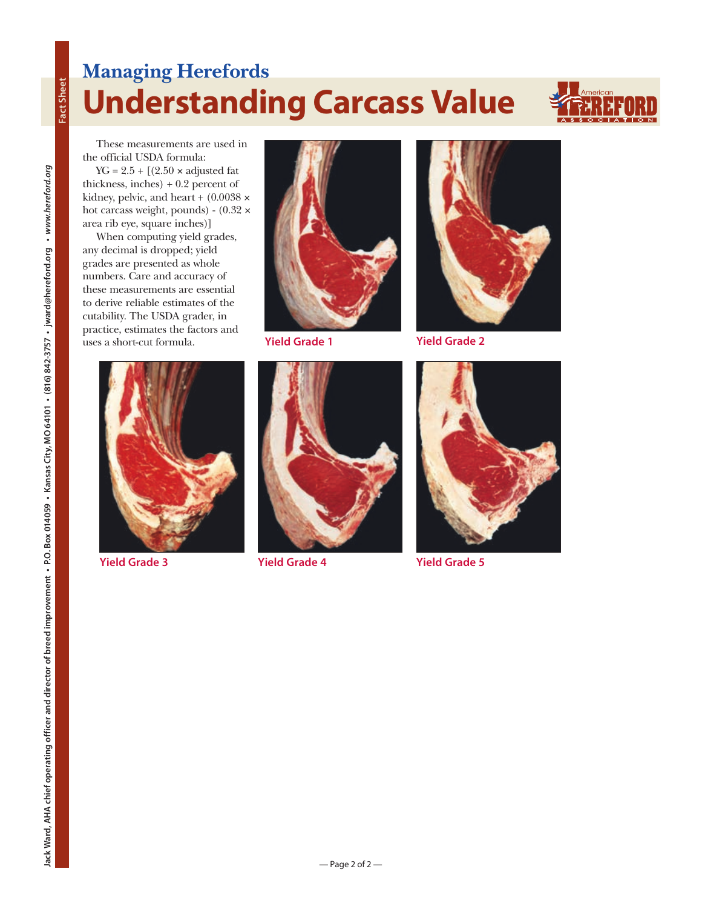# Managing Herefords

# Understanding Carcass Value

These measurements are used in the official USDA formula:

YG = 2.5 + [(2.50 × adjusted fat thickness, inches) + 0.2 percent of kidney, pelvic, and heart + (0.0038 × hot carcass weight, pounds) - (0.32 × area rib eye, square inches)]

When computing yield grades, any decimal is dropped; yield grades are presented as whole numbers. Care and accuracy of these measurements are essential to derive reliable estimates of the cutability. The USDA grader, in practice, estimates the factors and uses a short-cut formula.

Yield Grade 1

Yield Grade 2

Yield Grade 3

Yield Grade 4

Yield Grade 5